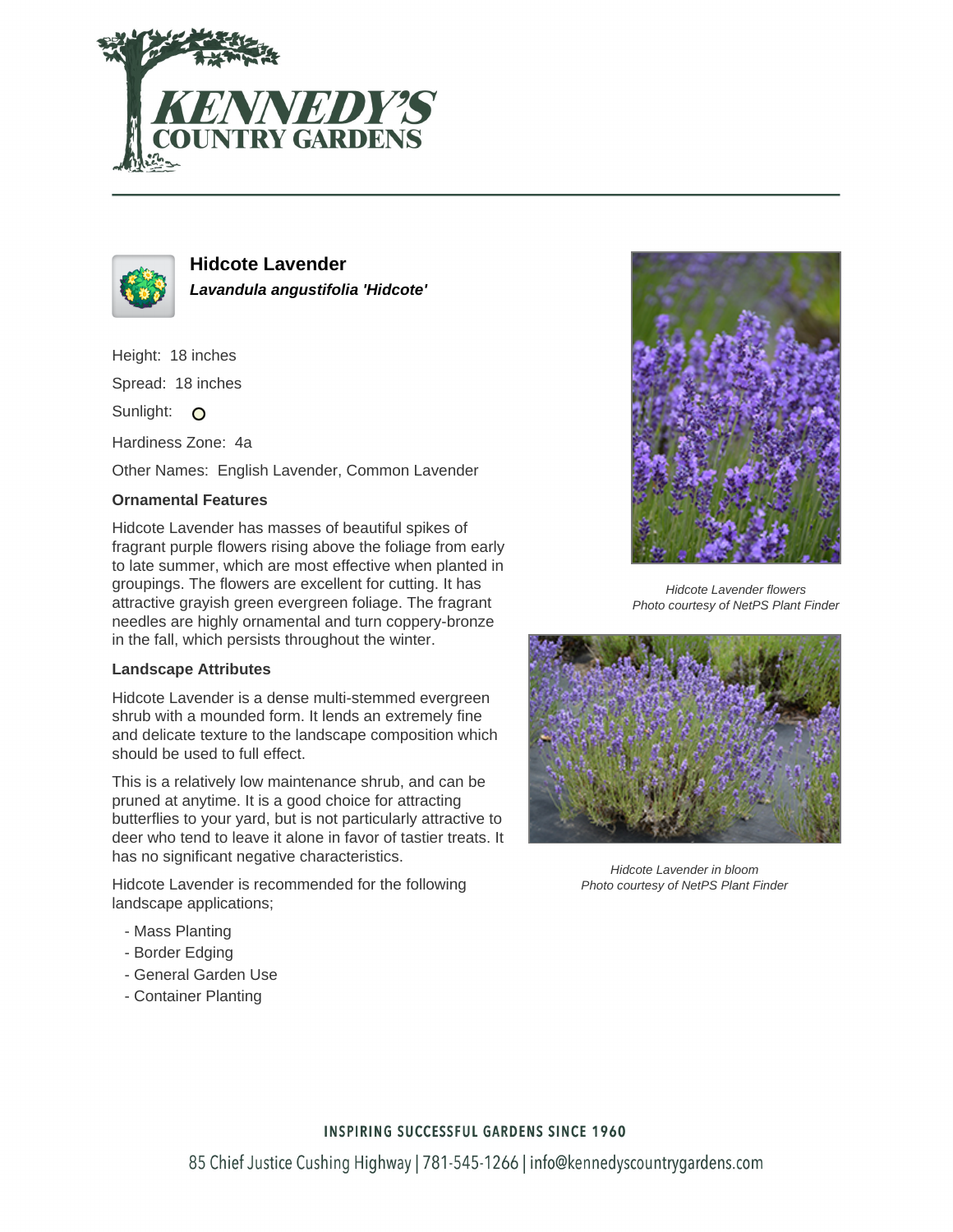# Hidcote Lavender

***Lavandula angustifolia 'Hidcote'***

Height: 18 inches

Spread: 18 inches

Sunlight: 

Hardiness Zone: 4a

Other Names: English Lavender, Common Lavender

### Ornamental Features

Hidcote Lavender has masses of beautiful spikes of fragrant purple flowers rising above the foliage from early to late summer, which are most effective when planted in groupings. The flowers are excellent for cutting. It has attractive grayish green evergreen foliage. The fragrant needles are highly ornamental and turn coppery-bronze in the fall, which persists throughout the winter.

### Landscape Attributes

Hidcote Lavender is a dense multi-stemmed evergreen shrub with a mounded form. It lends an extremely fine and delicate texture to the landscape composition which should be used to full effect.

This is a relatively low maintenance shrub, and can be pruned at anytime. It is a good choice for attracting butterflies to your yard, but is not particularly attractive to deer who tend to leave it alone in favor of tastier treats. It has no significant negative characteristics.

Hidcote Lavender is recommended for the following landscape applications;

- Mass Planting
- Border Edging
- General Garden Use
- Container Planting

*Hidcote Lavender flowers*
*Photo courtesy of NetPS Plant Finder*

*Hidcote Lavender in bloom*
*Photo courtesy of NetPS Plant Finder*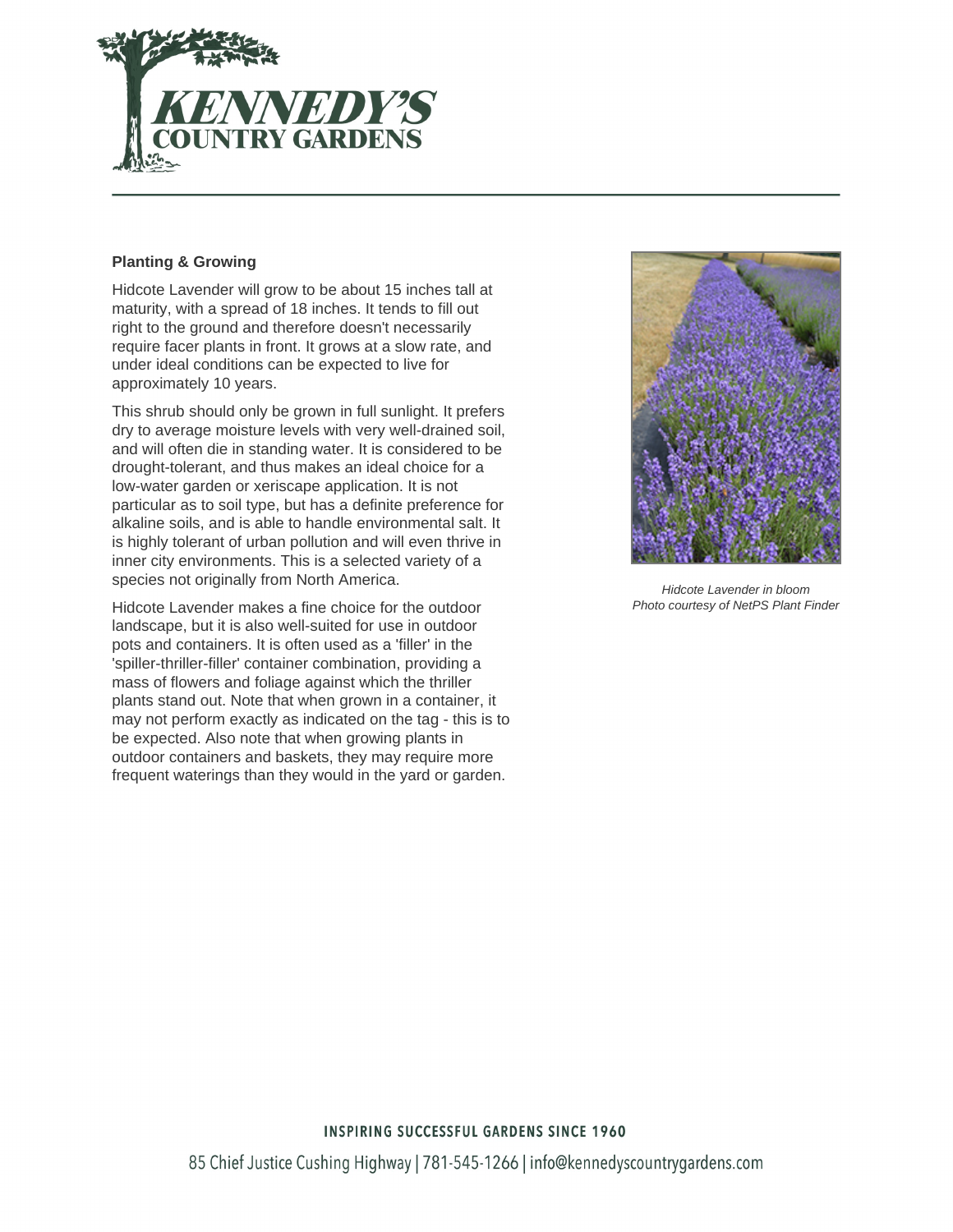### Planting & Growing

Hidcote Lavender will grow to be about 15 inches tall at maturity, with a spread of 18 inches. It tends to fill out right to the ground and therefore doesn't necessarily require facer plants in front. It grows at a slow rate, and under ideal conditions can be expected to live for approximately 10 years.

This shrub should only be grown in full sunlight. It prefers dry to average moisture levels with very well-drained soil, and will often die in standing water. It is considered to be drought-tolerant, and thus makes an ideal choice for a low-water garden or xeriscape application. It is not particular as to soil type, but has a definite preference for alkaline soils, and is able to handle environmental salt. It is highly tolerant of urban pollution and will even thrive in inner city environments. This is a selected variety of a species not originally from North America.

Hidcote Lavender makes a fine choice for the outdoor landscape, but it is also well-suited for use in outdoor pots and containers. It is often used as a 'filler' in the 'spiller-thriller-filler' container combination, providing a mass of flowers and foliage against which the thriller plants stand out. Note that when grown in a container, it may not perform exactly as indicated on the tag - this is to be expected. Also note that when growing plants in outdoor containers and baskets, they may require more frequent waterings than they would in the yard or garden.

*Hidcote Lavender in bloom*
*Photo courtesy of NetPS Plant Finder*